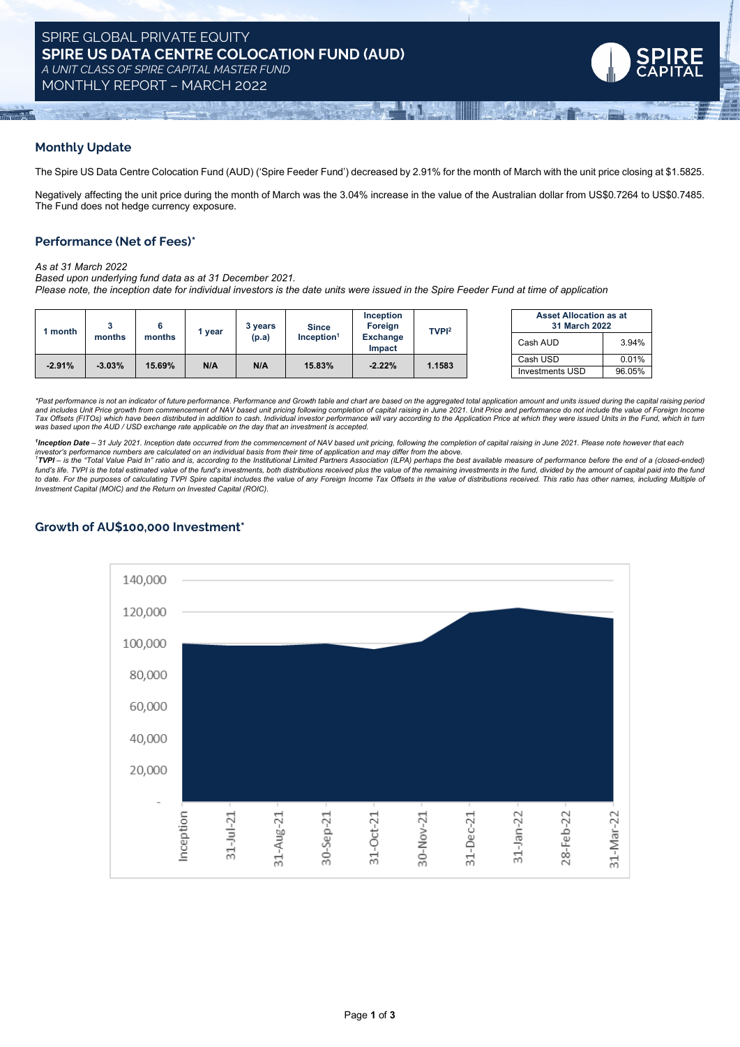# SPIRE GLOBAL PRIVATE EQUITY

## SPIRE US DATA CENTRE COLOCATION FUND (AUD)

*A UNIT CLASS OF SPIRE CAPITAL MASTER FUND*

MONTHLY REPORT – MARCH 2022

## Monthly Update

The Spire US Data Centre Colocation Fund (AUD) ('Spire Feeder Fund') decreased by 2.91% for the month of March with the unit price closing at $1.5825.

Negatively affecting the unit price during the month of March was the 3.04% increase in the value of the Australian dollar from US$0.7264 to US$0.7485. The Fund does not hedge currency exposure.

## Performance (Net of Fees)*

*As at 31 March 2022*
*Based upon underlying fund data as at 31 December 2021.*
*Please note, the inception date for individual investors is the date units were issued in the Spire Feeder Fund at time of application*

| 1 month | 3 months | 6 months | 1 year | 3 years (p.a) | Since Inception[1] | Inception Foreign Exchange Impact | TVPI[2] |
|---|---|---|---|---|---|---|---|
| -2.91% | -3.03% | 15.69% | N/A | N/A | 15.83% | -2.22% | 1.1583 |

| Asset Allocation as at 31 March 2022 | |
|---|---|
| Cash AUD | 3.94% |
| Cash USD | 0.01% |
| Investments USD | 96.05% |

*\*Past performance is not an indicator of future performance. Performance and Growth table and chart are based on the aggregated total application amount and units issued during the capital raising period and includes Unit Price growth from commencement of NAV based unit pricing following completion of capital raising in June 2021. Unit Price and performance do not include the value of Foreign Income Tax Offsets (FITOs) which have been distributed in addition to cash. Individual investor performance will vary according to the Application Price at which they were issued Units in the Fund, which in turn was based upon the AUD / USD exchange rate applicable on the day that an investment is accepted.*

*[1]**Inception Date** – 31 July 2021. Inception date occurred from the commencement of NAV based unit pricing, following the completion of capital raising in June 2021. Please note however that each investor's performance numbers are calculated on an individual basis from their time of application and may differ from the above.*
*[1]**TVPI** – is the "Total Value Paid In" ratio and is, according to the Institutional Limited Partners Association (ILPA) perhaps the best available measure of performance before the end of a (closed-ended) fund's life. TVPI is the total estimated value of the fund's investments, both distributions received plus the value of the remaining investments in the fund, divided by the amount of capital paid into the fund to date. For the purposes of calculating TVPI Spire capital includes the value of any Foreign Income Tax Offsets in the value of distributions received. This ratio has other names, including Multiple of Investment Capital (MOIC) and the Return on Invested Capital (ROIC).*

## Growth of AU$100,000 Investment*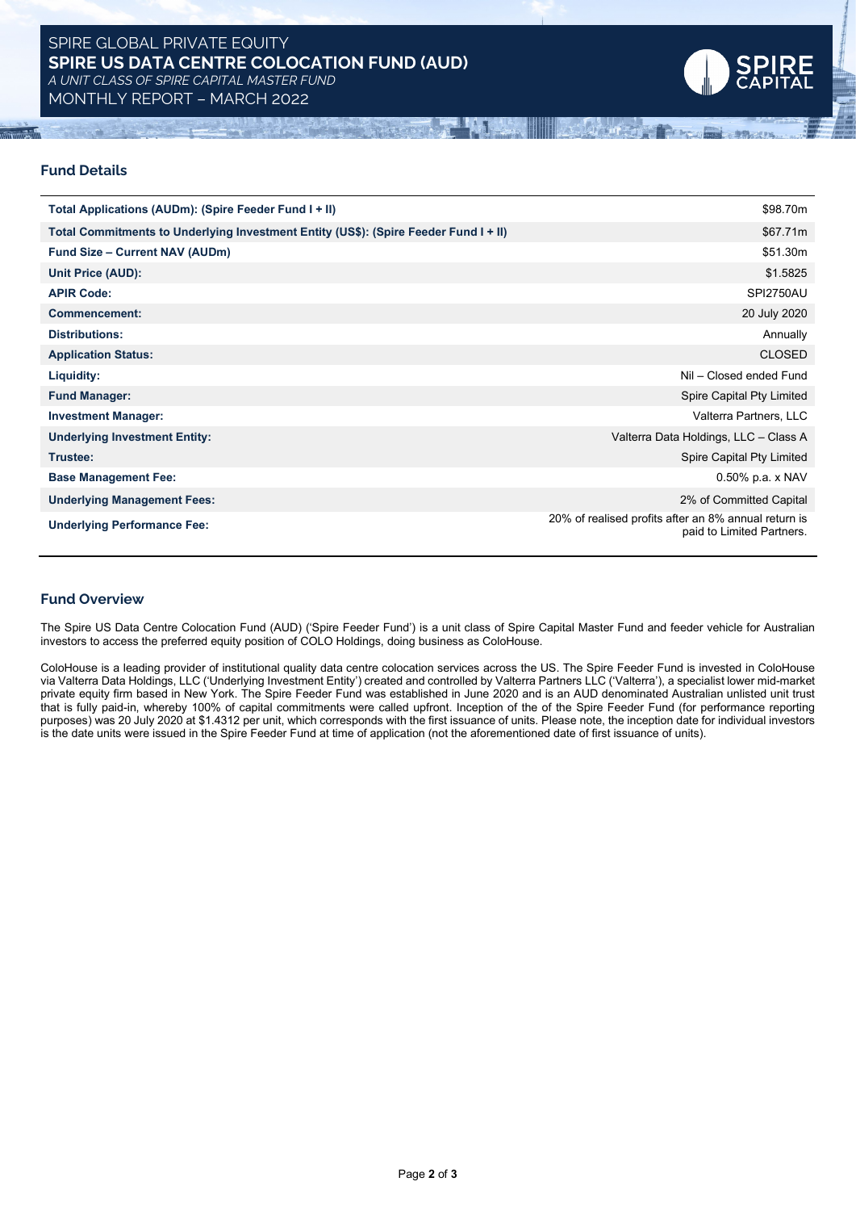SPIRE GLOBAL PRIVATE EQUITY

# SPIRE US DATA CENTRE COLOCATION FUND (AUD)

*A UNIT CLASS OF SPIRE CAPITAL MASTER FUND*

MONTHLY REPORT – MARCH 2022

## Fund Details

| | |
|---|---|
| **Total Applications (AUDm): (Spire Feeder Fund I + II)** | $98.70m |
| **Total Commitments to Underlying Investment Entity (US$): (Spire Feeder Fund I + II)** | $67.71m |
| **Fund Size – Current NAV (AUDm)** | $51.30m |
| **Unit Price (AUD):** | $1.5825 |
| **APIR Code:** | SPI2750AU |
| **Commencement:** | 20 July 2020 |
| **Distributions:** | Annually |
| **Application Status:** | CLOSED |
| **Liquidity:** | Nil – Closed ended Fund |
| **Fund Manager:** | Spire Capital Pty Limited |
| **Investment Manager:** | Valterra Partners, LLC |
| **Underlying Investment Entity:** | Valterra Data Holdings, LLC – Class A |
| **Trustee:** | Spire Capital Pty Limited |
| **Base Management Fee:** | 0.50% p.a. x NAV |
| **Underlying Management Fees:** | 2% of Committed Capital |
| **Underlying Performance Fee:** | 20% of realised profits after an 8% annual return is paid to Limited Partners. |

## Fund Overview

The Spire US Data Centre Colocation Fund (AUD) ('Spire Feeder Fund') is a unit class of Spire Capital Master Fund and feeder vehicle for Australian investors to access the preferred equity position of COLO Holdings, doing business as ColoHouse.

ColoHouse is a leading provider of institutional quality data centre colocation services across the US. The Spire Feeder Fund is invested in ColoHouse via Valterra Data Holdings, LLC ('Underlying Investment Entity') created and controlled by Valterra Partners LLC ('Valterra'), a specialist lower mid-market private equity firm based in New York. The Spire Feeder Fund was established in June 2020 and is an AUD denominated Australian unlisted unit trust that is fully paid-in, whereby 100% of capital commitments were called upfront. Inception of the of the Spire Feeder Fund (for performance reporting purposes) was 20 July 2020 at $1.4312 per unit, which corresponds with the first issuance of units. Please note, the inception date for individual investors is the date units were issued in the Spire Feeder Fund at time of application (not the aforementioned date of first issuance of units).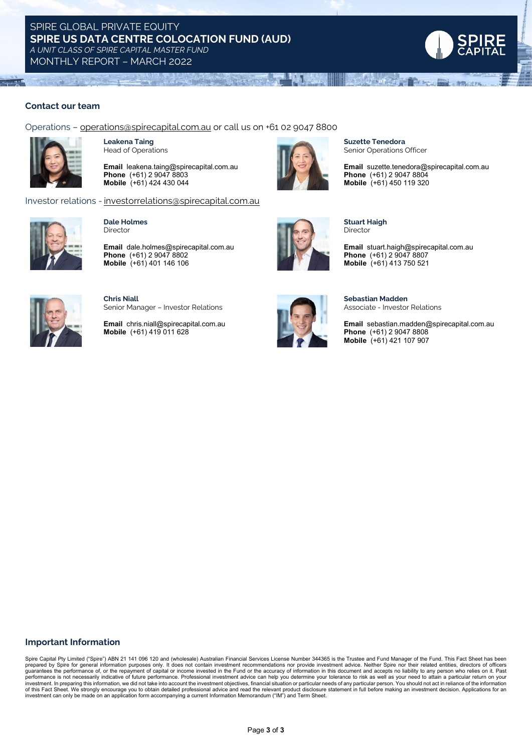SPIRE GLOBAL PRIVATE EQUITY

# SPIRE US DATA CENTRE COLOCATION FUND (AUD)

*A UNIT CLASS OF SPIRE CAPITAL MASTER FUND*

MONTHLY REPORT – MARCH 2022

## Contact our team

Operations – operations@spirecapital.com.au or call us on +61 02 9047 8800

**Leakena Taing**
Head of Operations

**Email** leakena.taing@spirecapital.com.au
**Phone** (+61) 2 9047 8803
**Mobile** (+61) 424 430 044

**Suzette Tenedora**
Senior Operations Officer

**Email** suzette.tenedora@spirecapital.com.au
**Phone** (+61) 2 9047 8804
**Mobile** (+61) 450 119 320

Investor relations - investorrelations@spirecapital.com.au

**Dale Holmes**
Director

**Email** dale.holmes@spirecapital.com.au
**Phone** (+61) 2 9047 8802
**Mobile** (+61) 401 146 106

**Stuart Haigh**
Director

**Email** stuart.haigh@spirecapital.com.au
**Phone** (+61) 2 9047 8807
**Mobile** (+61) 413 750 521

**Chris Niall**
Senior Manager – Investor Relations

**Email** chris.niall@spirecapital.com.au
**Mobile** (+61) 419 011 628

**Sebastian Madden**
Associate - Investor Relations

**Email** sebastian.madden@spirecapital.com.au
**Phone** (+61) 2 9047 8808
**Mobile** (+61) 421 107 907

## Important Information

Spire Capital Pty Limited ("Spire") ABN 21 141 096 120 and (wholesale) Australian Financial Services License Number 344365 is the Trustee and Fund Manager of the Fund. This Fact Sheet has been prepared by Spire for general information purposes only. It does not contain investment recommendations nor provide investment advice. Neither Spire nor their related entities, directors of officers guarantees the performance of, or the repayment of capital or income invested in the Fund or the accuracy of information in this document and accepts no liability to any person who relies on it. Past performance is not necessarily indicative of future performance. Professional investment advice can help you determine your tolerance to risk as well as your need to attain a particular return on your investment. In preparing this information, we did not take into account the investment objectives, financial situation or particular needs of any particular person. You should not act in reliance of the information of this Fact Sheet. We strongly encourage you to obtain detailed professional advice and read the relevant product disclosure statement in full before making an investment decision. Applications for an investment can only be made on an application form accompanying a current Information Memorandum ("IM") and Term Sheet.